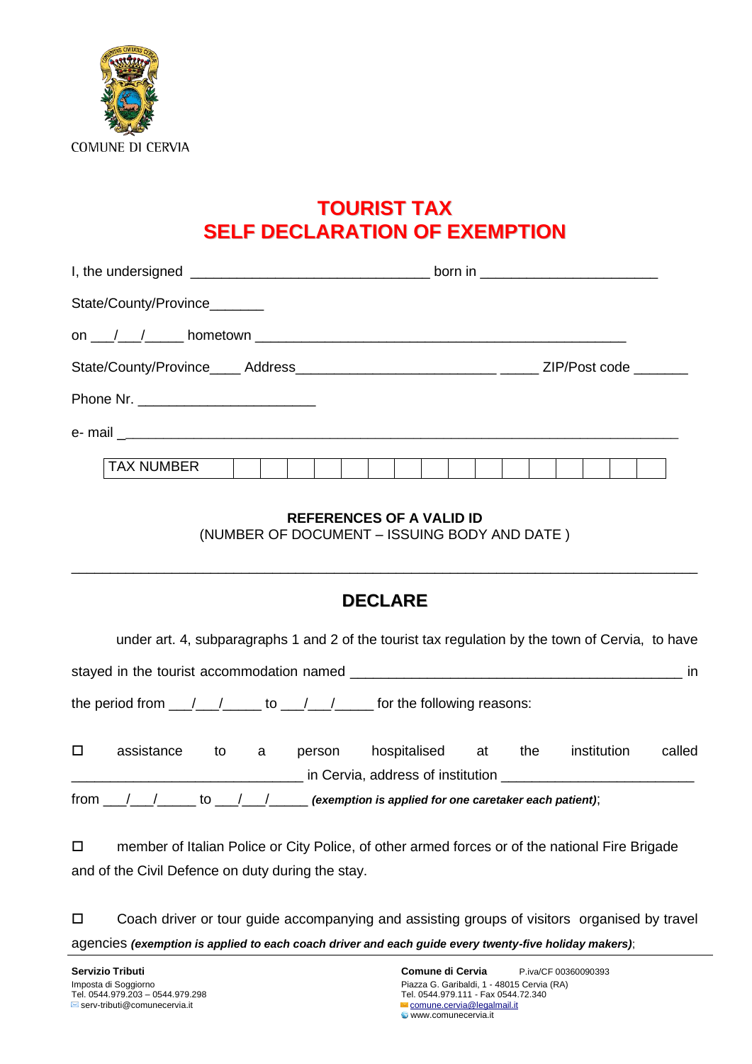COMUNE DI CERVIA

# TOURIST TAX
# SELF DECLARATION OF EXEMPTION

I, the undersigned ______________________________ born in ______________________

State/County/Province_______

on ___/___/_____ hometown _______________________________________________

State/County/Province____ Address_________________________ _____ ZIP/Post code _______

Phone Nr. ______________________

e- mail _____________________________________________________________________

| TAX NUMBER | | | | | | | | | | | | | | | | |
|---|---|---|---|---|---|---|---|---|---|---|---|---|---|---|---|---|

**REFERENCES OF A VALID ID**
(NUMBER OF DOCUMENT – ISSUING BODY AND DATE )

________________________________________________________________________________

## DECLARE

under art. 4, subparagraphs 1 and 2 of the tourist tax regulation by the town of Cervia, to have stayed in the tourist accommodation named ___________________________________________ in the period from ___/___/_____ to ___/___/_____ for the following reasons:

☐ assistance to a person hospitalised at the institution called ____________________________ in Cervia, address of institution ________________________ from ___/___/_____ to ___/___/_____ ***(exemption is applied for one caretaker each patient)***;

☐ member of Italian Police or City Police, of other armed forces or of the national Fire Brigade and of the Civil Defence on duty during the stay.

☐ Coach driver or tour guide accompanying and assisting groups of visitors organised by travel agencies ***(exemption is applied to each coach driver and each guide every twenty-five holiday makers)***;

**Servizio Tributi**
Imposta di Soggiorno
Tel. 0544.979.203 – 0544.979.298
serv-tributi@comunecervia.it

**Comune di Cervia** P.iva/CF 00360090393
Piazza G. Garibaldi, 1 - 48015 Cervia (RA)
Tel. 0544.979.111 - Fax 0544.72.340
comune.cervia@legalmail.it
www.comunecervia.it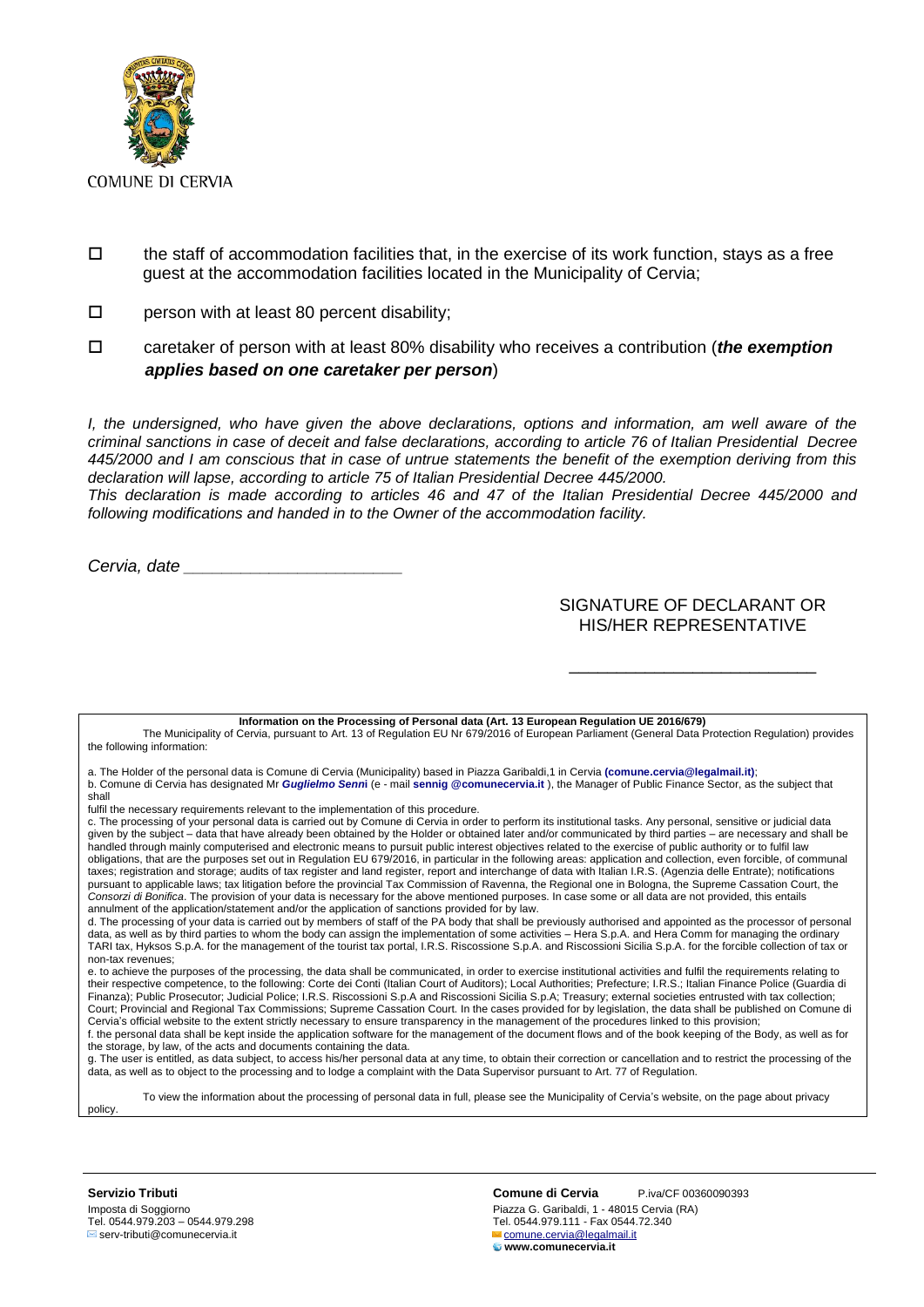COMUNE DI CERVIA

- ☐ the staff of accommodation facilities that, in the exercise of its work function, stays as a free guest at the accommodation facilities located in the Municipality of Cervia;
- ☐ person with at least 80 percent disability;
- ☐ caretaker of person with at least 80% disability who receives a contribution (***the exemption applies based on one caretaker per person***)

*I, the undersigned, who have given the above declarations, options and information, am well aware of the criminal sanctions in case of deceit and false declarations, according to article 76 of Italian Presidential Decree 445/2000 and I am conscious that in case of untrue statements the benefit of the exemption deriving from this declaration will lapse, according to article 75 of Italian Presidential Decree 445/2000.*
*This declaration is made according to articles 46 and 47 of the Italian Presidential Decree 445/2000 and following modifications and handed in to the Owner of the accommodation facility.*

*Cervia, date \_\_\_\_\_\_\_\_\_\_\_\_\_\_\_\_\_\_\_\_\_\_\_\_*

SIGNATURE OF DECLARANT OR HIS/HER REPRESENTATIVE

\_\_\_\_\_\_\_\_\_\_\_\_\_\_\_\_\_\_\_\_\_\_\_\_\_\_

**Information on the Processing of Personal data (Art. 13 European Regulation UE 2016/679)**

The Municipality of Cervia, pursuant to Art. 13 of Regulation EU Nr 679/2016 of European Parliament (General Data Protection Regulation) provides the following information:

a. The Holder of the personal data is Comune di Cervia (Municipality) based in Piazza Garibaldi,1 in Cervia **(comune.cervia@legalmail.it)**;
b. Comune di Cervia has designated Mr ***Guglielmo Senni*** (e - mail **sennig @comunecervia.it** ), the Manager of Public Finance Sector, as the subject that shall
fulfil the necessary requirements relevant to the implementation of this procedure.
c. The processing of your personal data is carried out by Comune di Cervia in order to perform its institutional tasks. Any personal, sensitive or judicial data given by the subject – data that have already been obtained by the Holder or obtained later and/or communicated by third parties – are necessary and shall be handled through mainly computerised and electronic means to pursuit public interest objectives related to the exercise of public authority or to fulfil law obligations, that are the purposes set out in Regulation EU 679/2016, in particular in the following areas: application and collection, even forcible, of communal taxes; registration and storage; audits of tax register and land register, report and interchange of data with Italian I.R.S. (Agenzia delle Entrate); notifications pursuant to applicable laws; tax litigation before the provincial Tax Commission of Ravenna, the Regional one in Bologna, the Supreme Cassation Court, the *Consorzi di Bonifica*. The provision of your data is necessary for the above mentioned purposes. In case some or all data are not provided, this entails annulment of the application/statement and/or the application of sanctions provided for by law.
d. The processing of your data is carried out by members of staff of the PA body that shall be previously authorised and appointed as the processor of personal data, as well as by third parties to whom the body can assign the implementation of some activities – Hera S.p.A. and Hera Comm for managing the ordinary TARI tax, Hyksos S.p.A. for the management of the tourist tax portal, I.R.S. Riscossione S.p.A. and Riscossioni Sicilia S.p.A. for the forcible collection of tax or non-tax revenues;
e. to achieve the purposes of the processing, the data shall be communicated, in order to exercise institutional activities and fulfil the requirements relating to their respective competence, to the following: Corte dei Conti (Italian Court of Auditors); Local Authorities; Prefecture; I.R.S.; Italian Finance Police (Guardia di Finanza); Public Prosecutor; Judicial Police; I.R.S. Riscossioni S.p.A and Riscossioni Sicilia S.p.A; Treasury; external societies entrusted with tax collection; Court; Provincial and Regional Tax Commissions; Supreme Cassation Court. In the cases provided for by legislation, the data shall be published on Comune di Cervia's official website to the extent strictly necessary to ensure transparency in the management of the procedures linked to this provision;
f. the personal data shall be kept inside the application software for the management of the document flows and of the book keeping of the Body, as well as for the storage, by law, of the acts and documents containing the data.
g. The user is entitled, as data subject, to access his/her personal data at any time, to obtain their correction or cancellation and to restrict the processing of the data, as well as to object to the processing and to lodge a complaint with the Data Supervisor pursuant to Art. 77 of Regulation.

To view the information about the processing of personal data in full, please see the Municipality of Cervia's website, on the page about privacy policy.

**Servizio Tributi**
Imposta di Soggiorno
Tel. 0544.979.203 – 0544.979.298
serv-tributi@comunecervia.it

**Comune di Cervia** P.iva/CF 00360090393
Piazza G. Garibaldi, 1 - 48015 Cervia (RA)
Tel. 0544.979.111 - Fax 0544.72.340
comune.cervia@legalmail.it
**www.comunecervia.it**